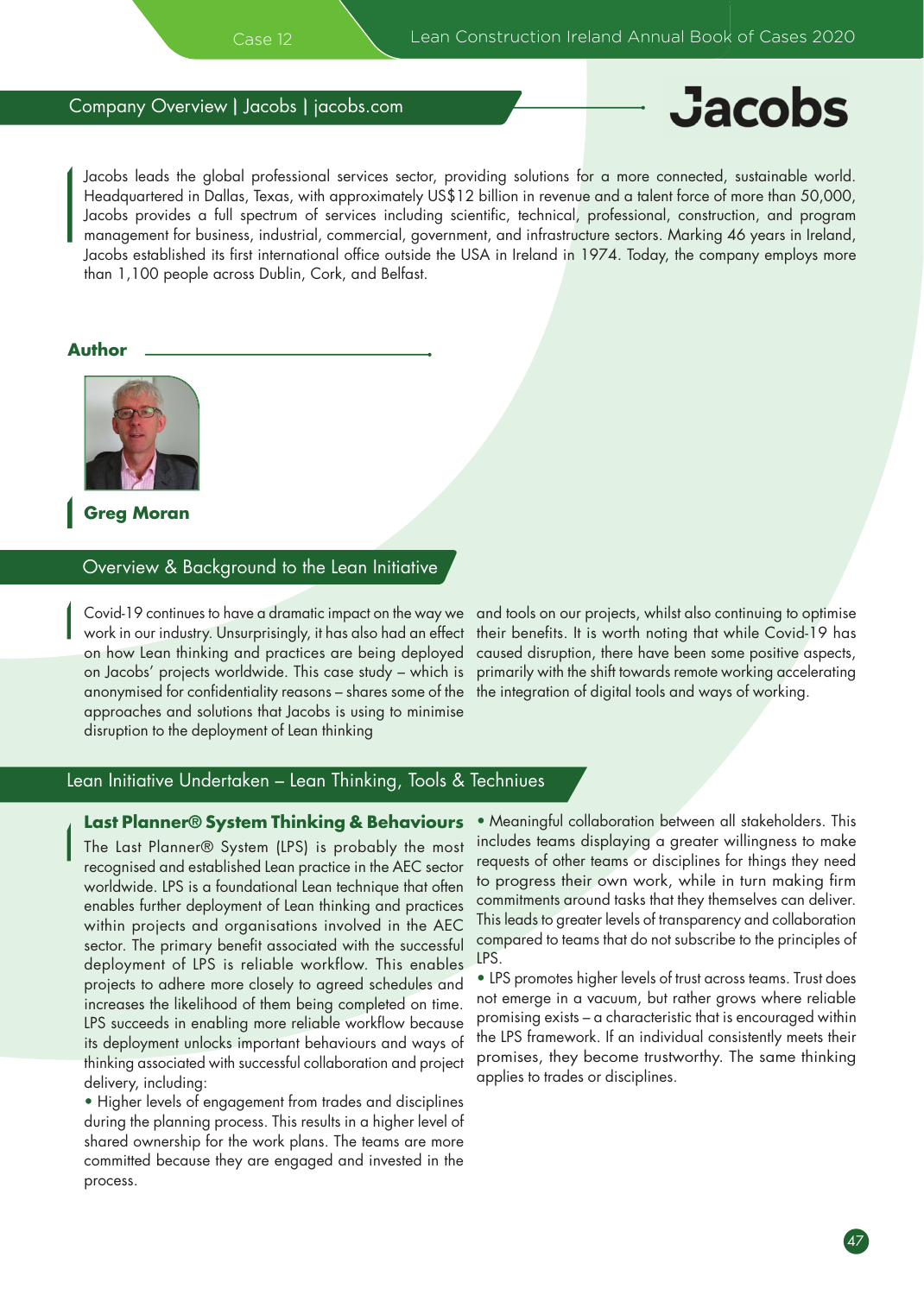## Company Overview | Jacobs | jacobs.com

Jacobs

Jacobs leads the global professional services sector, providing solutions for a more connected, sustainable world. Headquartered in Dallas, Texas, with approximately US$12 billion in revenue and a talent force of more than 50,000, Jacobs provides a full spectrum of services including scientific, technical, professional, construction, and program management for business, industrial, commercial, government, and infrastructure sectors. Marking 46 years in Ireland, Jacobs established its first international office outside the USA in Ireland in 1974. Today, the company employs more than 1,100 people across Dublin, Cork, and Belfast.

**Author**

**Greg Moran**

## Overview & Background to the Lean Initiative

Covid-19 continues to have a dramatic impact on the way we work in our industry. Unsurprisingly, it has also had an effect on how Lean thinking and practices are being deployed on Jacobs' projects worldwide. This case study – which is anonymised for confidentiality reasons – shares some of the approaches and solutions that Jacobs is using to minimise disruption to the deployment of Lean thinking and tools on our projects, whilst also continuing to optimise their benefits. It is worth noting that while Covid-19 has caused disruption, there have been some positive aspects, primarily with the shift towards remote working accelerating the integration of digital tools and ways of working.

## Lean Initiative Undertaken – Lean Thinking, Tools & Techniues

### Last Planner® System Thinking & Behaviours

The Last Planner® System (LPS) is probably the most recognised and established Lean practice in the AEC sector worldwide. LPS is a foundational Lean technique that often enables further deployment of Lean thinking and practices within projects and organisations involved in the AEC sector. The primary benefit associated with the successful deployment of LPS is reliable workflow. This enables projects to adhere more closely to agreed schedules and increases the likelihood of them being completed on time. LPS succeeds in enabling more reliable workflow because its deployment unlocks important behaviours and ways of thinking associated with successful collaboration and project delivery, including:

- Higher levels of engagement from trades and disciplines during the planning process. This results in a higher level of shared ownership for the work plans. The teams are more committed because they are engaged and invested in the process.
- Meaningful collaboration between all stakeholders. This includes teams displaying a greater willingness to make requests of other teams or disciplines for things they need to progress their own work, while in turn making firm commitments around tasks that they themselves can deliver. This leads to greater levels of transparency and collaboration compared to teams that do not subscribe to the principles of LPS.
- LPS promotes higher levels of trust across teams. Trust does not emerge in a vacuum, but rather grows where reliable promising exists – a characteristic that is encouraged within the LPS framework. If an individual consistently meets their promises, they become trustworthy. The same thinking applies to trades or disciplines.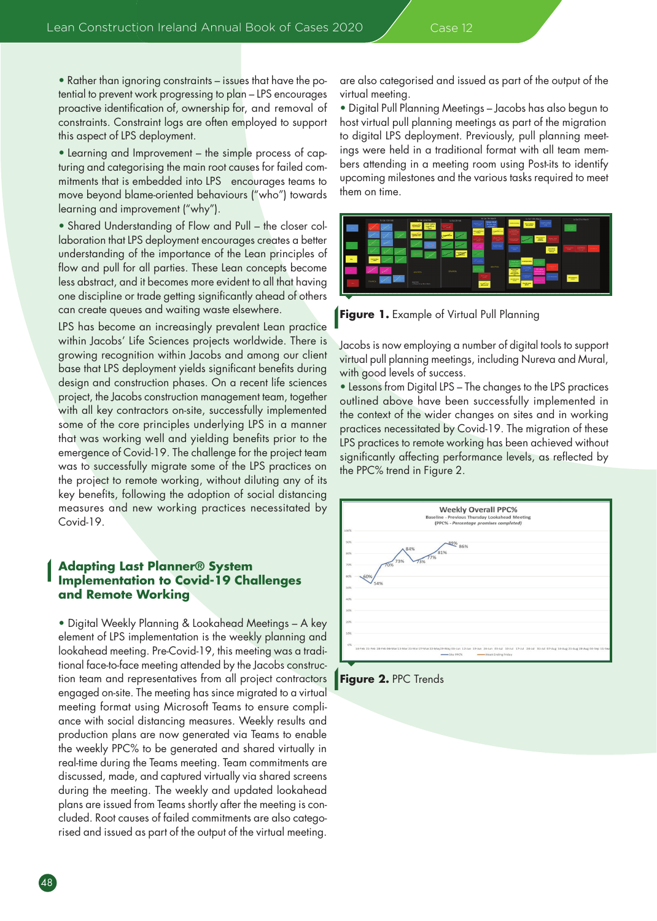• Rather than ignoring constraints – issues that have the potential to prevent work progressing to plan – LPS encourages proactive identification of, ownership for, and removal of constraints. Constraint logs are often employed to support this aspect of LPS deployment.

• Learning and Improvement – the simple process of capturing and categorising the main root causes for failed commitments that is embedded into LPS encourages teams to move beyond blame-oriented behaviours ("who") towards learning and improvement ("why").

• Shared Understanding of Flow and Pull – the closer collaboration that LPS deployment encourages creates a better understanding of the importance of the Lean principles of flow and pull for all parties. These Lean concepts become less abstract, and it becomes more evident to all that having one discipline or trade getting significantly ahead of others can create queues and waiting waste elsewhere.

LPS has become an increasingly prevalent Lean practice within Jacobs' Life Sciences projects worldwide. There is growing recognition within Jacobs and among our client base that LPS deployment yields significant benefits during design and construction phases. On a recent life sciences project, the Jacobs construction management team, together with all key contractors on-site, successfully implemented some of the core principles underlying LPS in a manner that was working well and yielding benefits prior to the emergence of Covid-19. The challenge for the project team was to successfully migrate some of the LPS practices on the project to remote working, without diluting any of its key benefits, following the adoption of social distancing measures and new working practices necessitated by Covid-19.

## Adapting Last Planner® System Implementation to Covid-19 Challenges and Remote Working

• Digital Weekly Planning & Lookahead Meetings – A key element of LPS implementation is the weekly planning and lookahead meeting. Pre-Covid-19, this meeting was a traditional face-to-face meeting attended by the Jacobs construction team and representatives from all project contractors engaged on-site. The meeting has since migrated to a virtual meeting format using Microsoft Teams to ensure compliance with social distancing measures. Weekly results and production plans are now generated via Teams to enable the weekly PPC% to be generated and shared virtually in real-time during the Teams meeting. Team commitments are discussed, made, and captured virtually via shared screens during the meeting. The weekly and updated lookahead plans are issued from Teams shortly after the meeting is concluded. Root causes of failed commitments are also categorised and issued as part of the output of the virtual meeting.

• Digital Pull Planning Meetings – Jacobs has also begun to host virtual pull planning meetings as part of the migration to digital LPS deployment. Previously, pull planning meetings were held in a traditional format with all team members attending in a meeting room using Post-its to identify upcoming milestones and the various tasks required to meet them on time.

**Figure 1.** Example of Virtual Pull Planning

Jacobs is now employing a number of digital tools to support virtual pull planning meetings, including Nureva and Mural, with good levels of success.

• Lessons from Digital LPS – The changes to the LPS practices outlined above have been successfully implemented in the context of the wider changes on sites and in working practices necessitated by Covid-19. The migration of these LPS practices to remote working has been achieved without significantly affecting performance levels, as reflected by the PPC% trend in Figure 2.

**Figure 2.** PPC Trends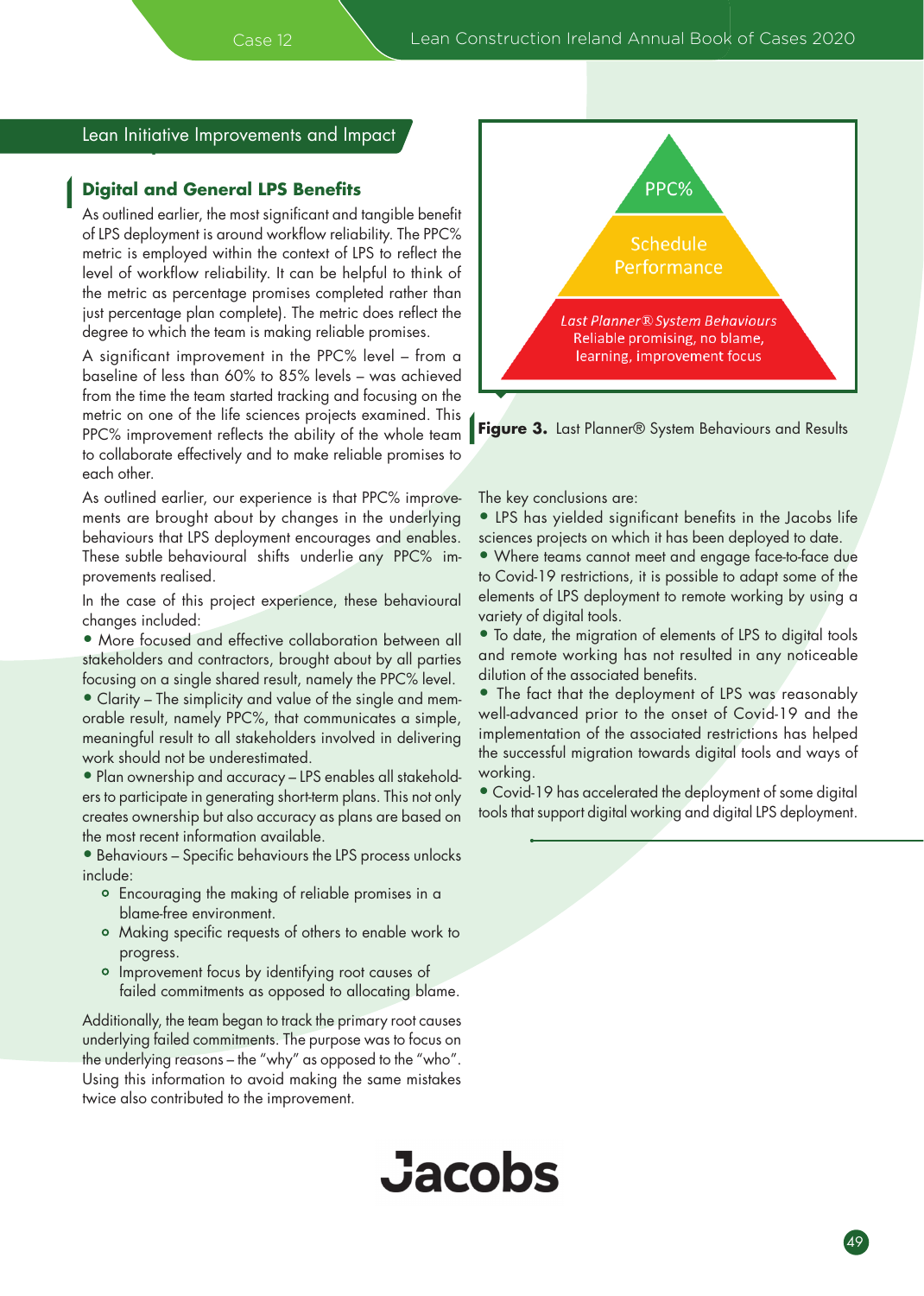## Lean Initiative Improvements and Impact

### Digital and General LPS Benefits

As outlined earlier, the most significant and tangible benefit of LPS deployment is around workflow reliability. The PPC% metric is employed within the context of LPS to reflect the level of workflow reliability. It can be helpful to think of the metric as percentage promises completed rather than just percentage plan complete). The metric does reflect the degree to which the team is making reliable promises.

A significant improvement in the PPC% level – from a baseline of less than 60% to 85% levels – was achieved from the time the team started tracking and focusing on the metric on one of the life sciences projects examined. This PPC% improvement reflects the ability of the whole team to collaborate effectively and to make reliable promises to each other.

As outlined earlier, our experience is that PPC% improvements are brought about by changes in the underlying behaviours that LPS deployment encourages and enables. These subtle behavioural shifts underlie any PPC% improvements realised.

In the case of this project experience, these behavioural changes included:

- More focused and effective collaboration between all stakeholders and contractors, brought about by all parties focusing on a single shared result, namely the PPC% level.
- Clarity – The simplicity and value of the single and memorable result, namely PPC%, that communicates a simple, meaningful result to all stakeholders involved in delivering work should not be underestimated.
- Plan ownership and accuracy – LPS enables all stakeholders to participate in generating short-term plans. This not only creates ownership but also accuracy as plans are based on the most recent information available.
- Behaviours – Specific behaviours the LPS process unlocks include:
  - Encouraging the making of reliable promises in a blame-free environment.
  - Making specific requests of others to enable work to progress.
  - Improvement focus by identifying root causes of failed commitments as opposed to allocating blame.

Additionally, the team began to track the primary root causes underlying failed commitments. The purpose was to focus on the underlying reasons – the "why" as opposed to the "who". Using this information to avoid making the same mistakes twice also contributed to the improvement.

PPC%

Schedule Performance

*Last Planner® System Behaviours*
Reliable promising, no blame, learning, improvement focus

**Figure 3.** Last Planner® System Behaviours and Results

The key conclusions are:

- LPS has yielded significant benefits in the Jacobs life sciences projects on which it has been deployed to date.
- Where teams cannot meet and engage face-to-face due to Covid-19 restrictions, it is possible to adapt some of the elements of LPS deployment to remote working by using a variety of digital tools.
- To date, the migration of elements of LPS to digital tools and remote working has not resulted in any noticeable dilution of the associated benefits.
- The fact that the deployment of LPS was reasonably well-advanced prior to the onset of Covid-19 and the implementation of the associated restrictions has helped the successful migration towards digital tools and ways of working.
- Covid-19 has accelerated the deployment of some digital tools that support digital working and digital LPS deployment.

Jacobs